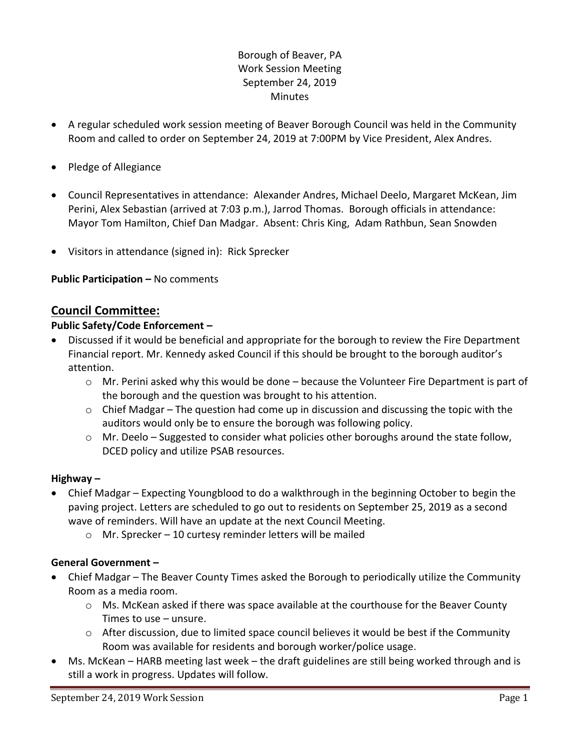Borough of Beaver, PA
Work Session Meeting
September 24, 2019
Minutes

- A regular scheduled work session meeting of Beaver Borough Council was held in the Community Room and called to order on September 24, 2019 at 7:00PM by Vice President, Alex Andres.
- Pledge of Allegiance
- Council Representatives in attendance: Alexander Andres, Michael Deelo, Margaret McKean, Jim Perini, Alex Sebastian (arrived at 7:03 p.m.), Jarrod Thomas. Borough officials in attendance: Mayor Tom Hamilton, Chief Dan Madgar. Absent: Chris King, Adam Rathbun, Sean Snowden
- Visitors in attendance (signed in): Rick Sprecker

**Public Participation –** No comments

## Council Committee:

**Public Safety/Code Enforcement –**

- Discussed if it would be beneficial and appropriate for the borough to review the Fire Department Financial report. Mr. Kennedy asked Council if this should be brought to the borough auditor's attention.
  - Mr. Perini asked why this would be done – because the Volunteer Fire Department is part of the borough and the question was brought to his attention.
  - Chief Madgar – The question had come up in discussion and discussing the topic with the auditors would only be to ensure the borough was following policy.
  - Mr. Deelo – Suggested to consider what policies other boroughs around the state follow, DCED policy and utilize PSAB resources.

**Highway –**

- Chief Madgar – Expecting Youngblood to do a walkthrough in the beginning October to begin the paving project. Letters are scheduled to go out to residents on September 25, 2019 as a second wave of reminders. Will have an update at the next Council Meeting.
  - Mr. Sprecker – 10 curtesy reminder letters will be mailed

**General Government –**

- Chief Madgar – The Beaver County Times asked the Borough to periodically utilize the Community Room as a media room.
  - Ms. McKean asked if there was space available at the courthouse for the Beaver County Times to use – unsure.
  - After discussion, due to limited space council believes it would be best if the Community Room was available for residents and borough worker/police usage.
- Ms. McKean – HARB meeting last week – the draft guidelines are still being worked through and is still a work in progress. Updates will follow.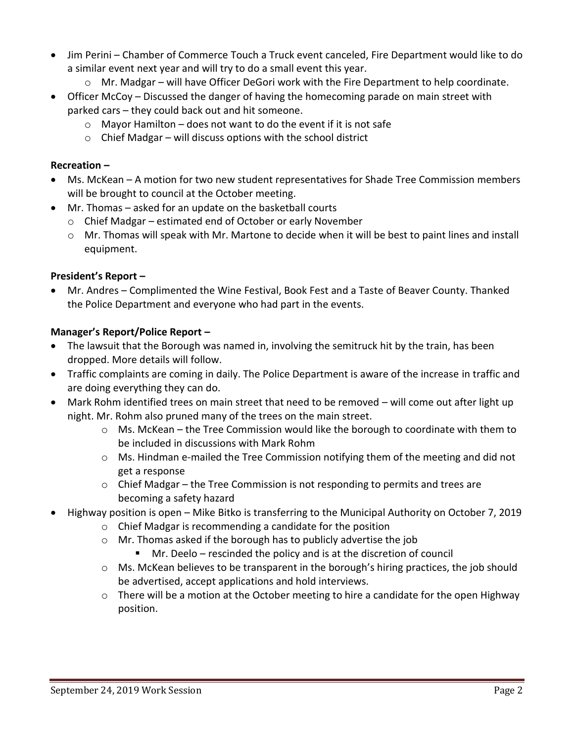- Jim Perini – Chamber of Commerce Touch a Truck event canceled, Fire Department would like to do a similar event next year and will try to do a small event this year.
  - Mr. Madgar – will have Officer DeGori work with the Fire Department to help coordinate.
- Officer McCoy – Discussed the danger of having the homecoming parade on main street with parked cars – they could back out and hit someone.
  - Mayor Hamilton – does not want to do the event if it is not safe
  - Chief Madgar – will discuss options with the school district

**Recreation –**

- Ms. McKean – A motion for two new student representatives for Shade Tree Commission members will be brought to council at the October meeting.
- Mr. Thomas – asked for an update on the basketball courts
  - Chief Madgar – estimated end of October or early November
  - Mr. Thomas will speak with Mr. Martone to decide when it will be best to paint lines and install equipment.

**President's Report –**

- Mr. Andres – Complimented the Wine Festival, Book Fest and a Taste of Beaver County. Thanked the Police Department and everyone who had part in the events.

**Manager's Report/Police Report –**

- The lawsuit that the Borough was named in, involving the semitruck hit by the train, has been dropped. More details will follow.
- Traffic complaints are coming in daily. The Police Department is aware of the increase in traffic and are doing everything they can do.
- Mark Rohm identified trees on main street that need to be removed – will come out after light up night. Mr. Rohm also pruned many of the trees on the main street.
  - Ms. McKean – the Tree Commission would like the borough to coordinate with them to be included in discussions with Mark Rohm
  - Ms. Hindman e-mailed the Tree Commission notifying them of the meeting and did not get a response
  - Chief Madgar – the Tree Commission is not responding to permits and trees are becoming a safety hazard
- Highway position is open – Mike Bitko is transferring to the Municipal Authority on October 7, 2019
  - Chief Madgar is recommending a candidate for the position
  - Mr. Thomas asked if the borough has to publicly advertise the job
    - Mr. Deelo – rescinded the policy and is at the discretion of council
  - Ms. McKean believes to be transparent in the borough's hiring practices, the job should be advertised, accept applications and hold interviews.
  - There will be a motion at the October meeting to hire a candidate for the open Highway position.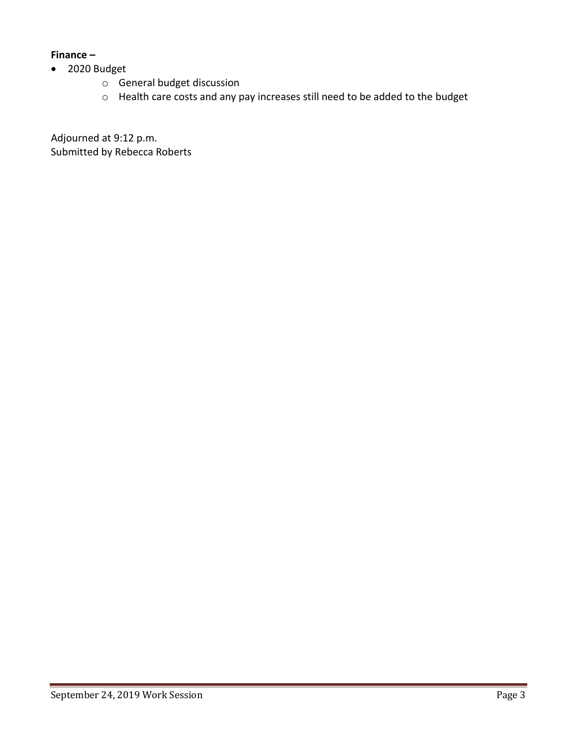**Finance –**

- 2020 Budget
    - General budget discussion
    - Health care costs and any pay increases still need to be added to the budget

Adjourned at 9:12 p.m.
Submitted by Rebecca Roberts